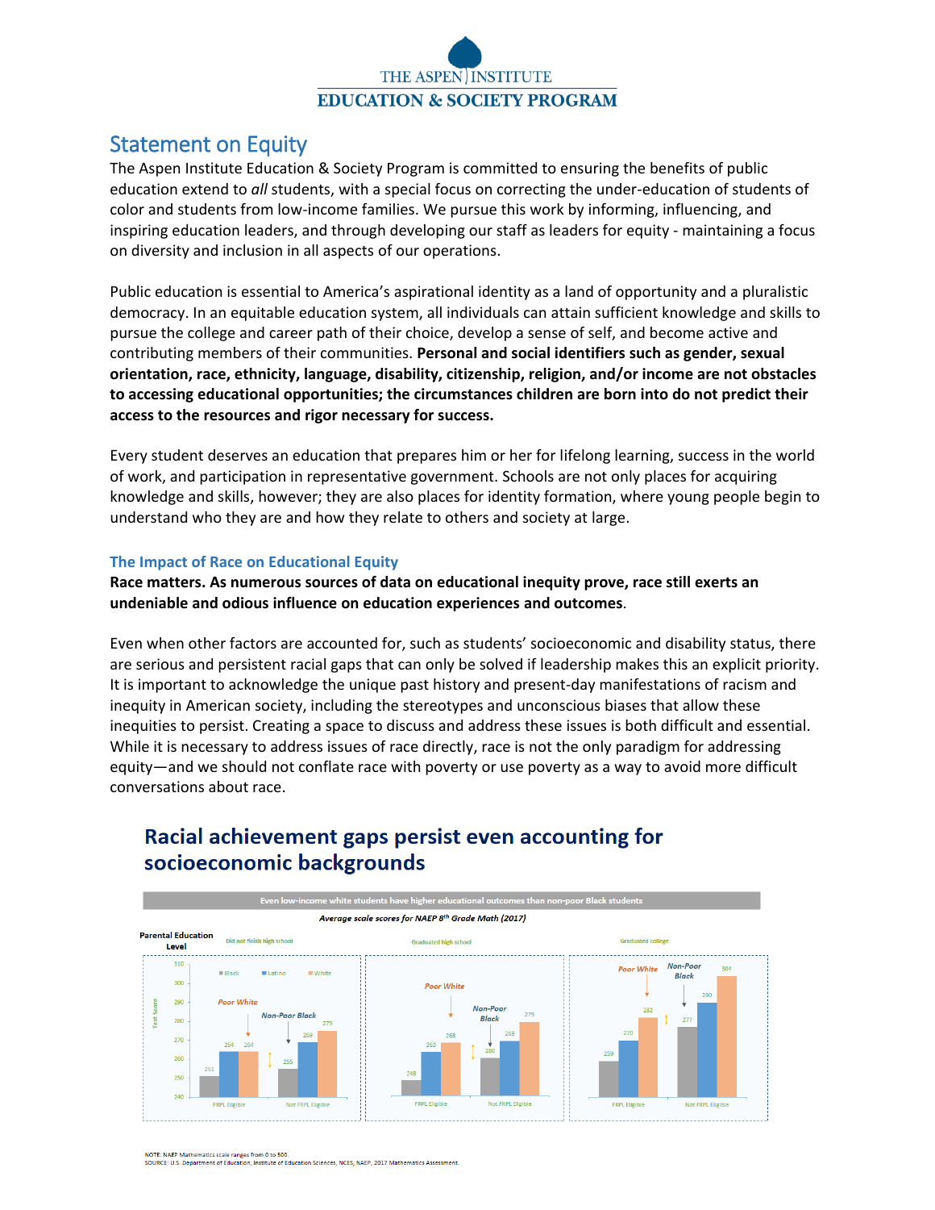THE ASPEN INSTITUTE
EDUCATION & SOCIETY PROGRAM

## Statement on Equity

The Aspen Institute Education & Society Program is committed to ensuring the benefits of public education extend to *all* students, with a special focus on correcting the under-education of students of color and students from low-income families. We pursue this work by informing, influencing, and inspiring education leaders, and through developing our staff as leaders for equity - maintaining a focus on diversity and inclusion in all aspects of our operations.

Public education is essential to America's aspirational identity as a land of opportunity and a pluralistic democracy. In an equitable education system, all individuals can attain sufficient knowledge and skills to pursue the college and career path of their choice, develop a sense of self, and become active and contributing members of their communities. **Personal and social identifiers such as gender, sexual orientation, race, ethnicity, language, disability, citizenship, religion, and/or income are not obstacles to accessing educational opportunities; the circumstances children are born into do not predict their access to the resources and rigor necessary for success.**

Every student deserves an education that prepares him or her for lifelong learning, success in the world of work, and participation in representative government. Schools are not only places for acquiring knowledge and skills, however; they are also places for identity formation, where young people begin to understand who they are and how they relate to others and society at large.

### The Impact of Race on Educational Equity

**Race matters. As numerous sources of data on educational inequity prove, race still exerts an undeniable and odious influence on education experiences and outcomes**.

Even when other factors are accounted for, such as students' socioeconomic and disability status, there are serious and persistent racial gaps that can only be solved if leadership makes this an explicit priority. It is important to acknowledge the unique past history and present-day manifestations of racism and inequity in American society, including the stereotypes and unconscious biases that allow these inequities to persist. Creating a space to discuss and address these issues is both difficult and essential. While it is necessary to address issues of race directly, race is not the only paradigm for addressing equity—and we should not conflate race with poverty or use poverty as a way to avoid more difficult conversations about race.

## Racial achievement gaps persist even accounting for socioeconomic backgrounds

Even low-income white students have higher educational outcomes than non-poor Black students

*Average scale scores for NAEP 8th Grade Math (2017)*

| Parental Education Level | FRPL Status | Black | Latino | White |
|---|---|---|---|---|
| Did not finish high school | FRPL Eligible | 251 | 264 | 264 |
| | Not FRPL Eligible | 255 | 269 | 275 |
| Graduated high school | FRPL Eligible | 248 | 263 | 268 |
| | Not FRPL Eligible | 260 | 269 | 279 |
| Graduated college | FRPL Eligible | 259 | 270 | 282 |
| | Not FRPL Eligible | 277 | 290 | 304 |

NOTE: NAEP Mathematics scale ranges from 0 to 500.
SOURCE: U.S. Department of Education, Institute of Education Sciences, NCES, NAEP, 2017 Mathematics Assessment.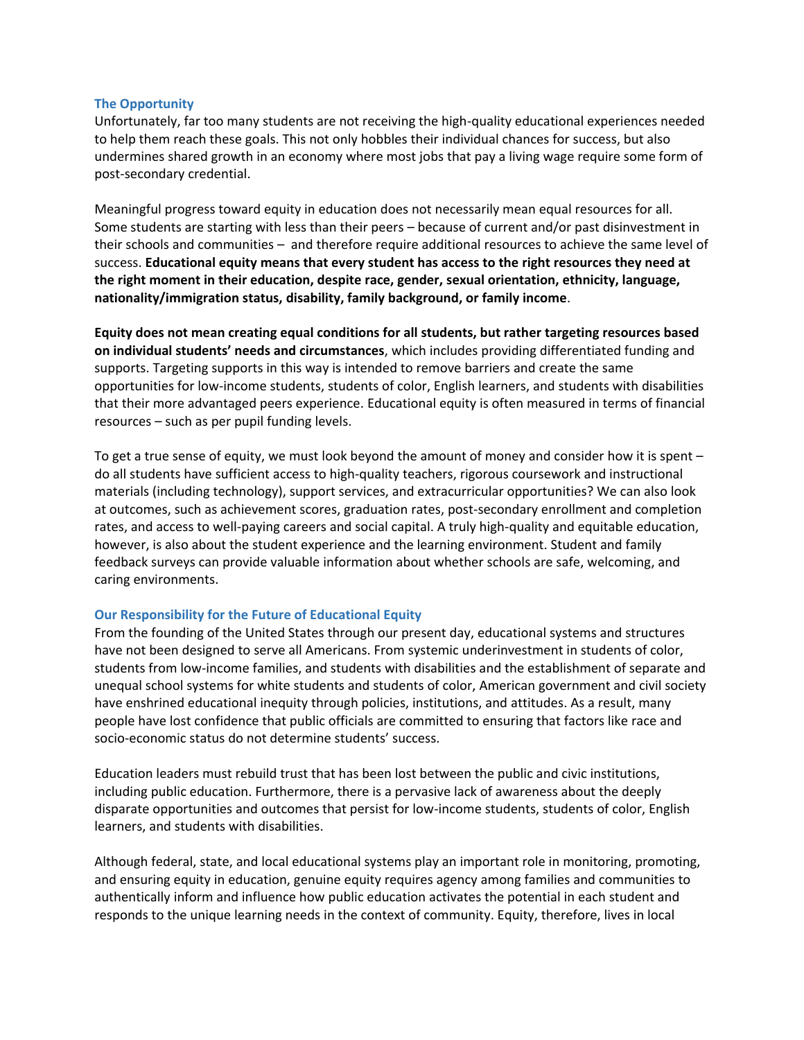### The Opportunity

Unfortunately, far too many students are not receiving the high-quality educational experiences needed to help them reach these goals. This not only hobbles their individual chances for success, but also undermines shared growth in an economy where most jobs that pay a living wage require some form of post-secondary credential.

Meaningful progress toward equity in education does not necessarily mean equal resources for all. Some students are starting with less than their peers – because of current and/or past disinvestment in their schools and communities – and therefore require additional resources to achieve the same level of success. **Educational equity means that every student has access to the right resources they need at the right moment in their education, despite race, gender, sexual orientation, ethnicity, language, nationality/immigration status, disability, family background, or family income**.

**Equity does not mean creating equal conditions for all students, but rather targeting resources based on individual students' needs and circumstances**, which includes providing differentiated funding and supports. Targeting supports in this way is intended to remove barriers and create the same opportunities for low-income students, students of color, English learners, and students with disabilities that their more advantaged peers experience. Educational equity is often measured in terms of financial resources – such as per pupil funding levels.

To get a true sense of equity, we must look beyond the amount of money and consider how it is spent – do all students have sufficient access to high-quality teachers, rigorous coursework and instructional materials (including technology), support services, and extracurricular opportunities? We can also look at outcomes, such as achievement scores, graduation rates, post-secondary enrollment and completion rates, and access to well-paying careers and social capital. A truly high-quality and equitable education, however, is also about the student experience and the learning environment. Student and family feedback surveys can provide valuable information about whether schools are safe, welcoming, and caring environments.

### Our Responsibility for the Future of Educational Equity

From the founding of the United States through our present day, educational systems and structures have not been designed to serve all Americans. From systemic underinvestment in students of color, students from low-income families, and students with disabilities and the establishment of separate and unequal school systems for white students and students of color, American government and civil society have enshrined educational inequity through policies, institutions, and attitudes. As a result, many people have lost confidence that public officials are committed to ensuring that factors like race and socio-economic status do not determine students' success.

Education leaders must rebuild trust that has been lost between the public and civic institutions, including public education. Furthermore, there is a pervasive lack of awareness about the deeply disparate opportunities and outcomes that persist for low-income students, students of color, English learners, and students with disabilities.

Although federal, state, and local educational systems play an important role in monitoring, promoting, and ensuring equity in education, genuine equity requires agency among families and communities to authentically inform and influence how public education activates the potential in each student and responds to the unique learning needs in the context of community. Equity, therefore, lives in local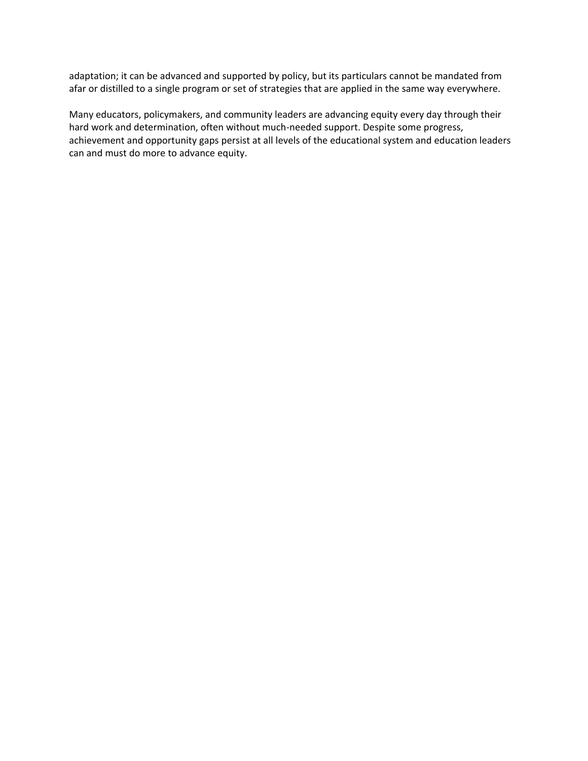adaptation; it can be advanced and supported by policy, but its particulars cannot be mandated from afar or distilled to a single program or set of strategies that are applied in the same way everywhere.

Many educators, policymakers, and community leaders are advancing equity every day through their hard work and determination, often without much-needed support. Despite some progress, achievement and opportunity gaps persist at all levels of the educational system and education leaders can and must do more to advance equity.